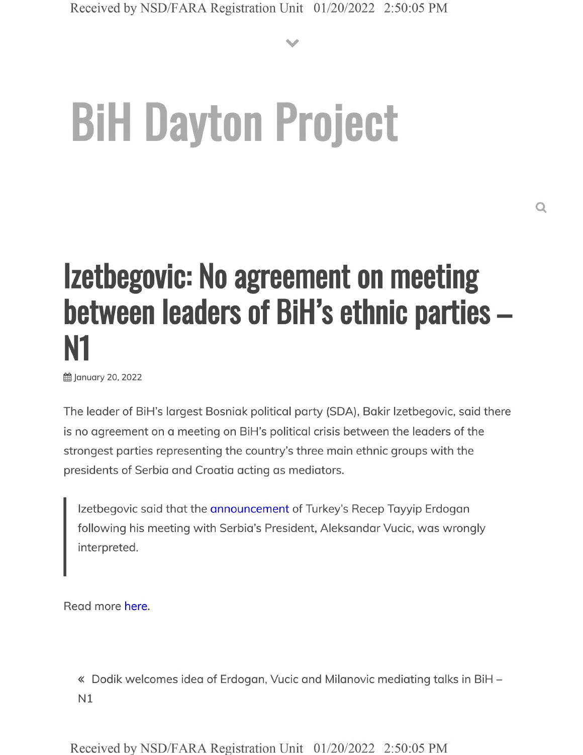# BiH Dayton Project

## Izetbegovic: No agreement on meeting between leaders of BiH's ethnic parties – N1

January 20, 2022

The leader of BiH's largest Bosniak political party (SDA), Bakir Izetbegovic, said there is no agreement on a meeting on BiH's political crisis between the leaders of the strongest parties representing the country's three main ethnic groups with the presidents of Serbia and Croatia acting as mediators.

> Izetbegovic said that the announcement of Turkey's Recep Tayyip Erdogan following his meeting with Serbia's President, Aleksandar Vucic, was wrongly interpreted.

Read more here.

« Dodik welcomes idea of Erdogan, Vucic and Milanovic mediating talks in BiH – N1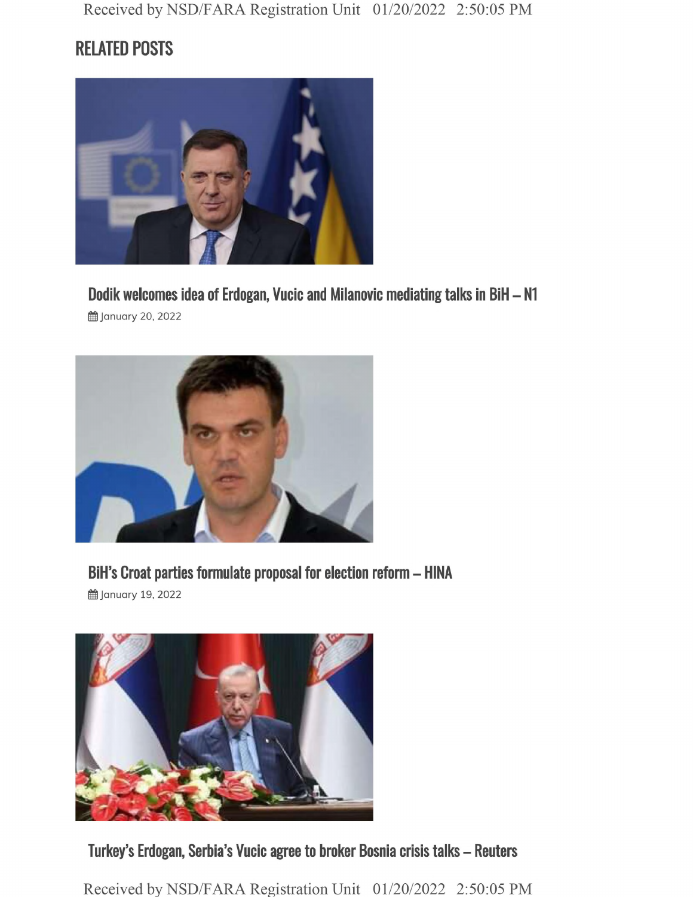## RELATED POSTS

### Dodik welcomes idea of Erdogan, Vucic and Milanovic mediating talks in BiH – N1

January 20, 2022

### BiH's Croat parties formulate proposal for election reform – HINA

January 19, 2022

### Turkey's Erdogan, Serbia's Vucic agree to broker Bosnia crisis talks – Reuters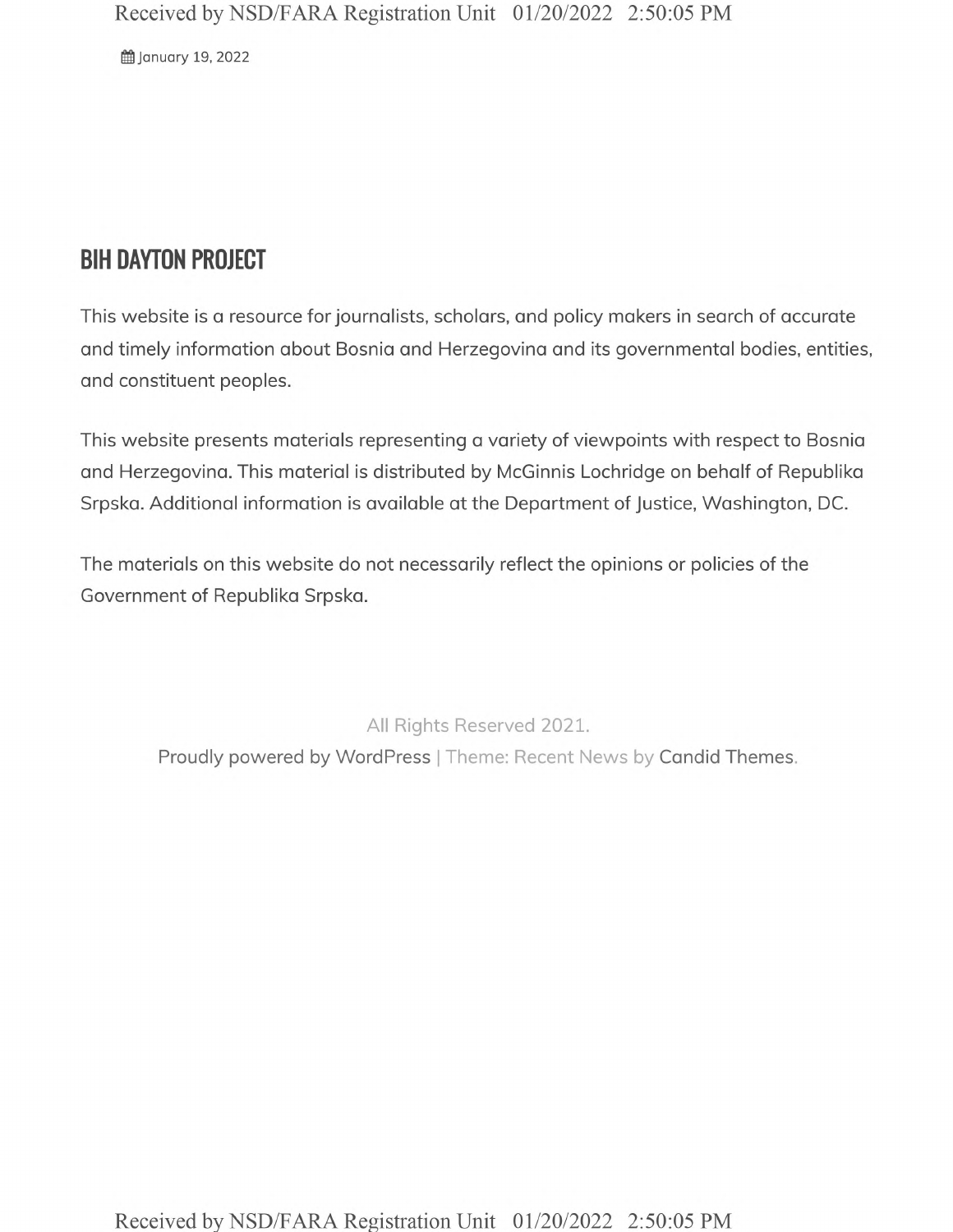January 19, 2022

## BIH DAYTON PROJECT

This website is a resource for journalists, scholars, and policy makers in search of accurate and timely information about Bosnia and Herzegovina and its governmental bodies, entities, and constituent peoples.

This website presents materials representing a variety of viewpoints with respect to Bosnia and Herzegovina. This material is distributed by McGinnis Lochridge on behalf of Republika Srpska. Additional information is available at the Department of Justice, Washington, DC.

The materials on this website do not necessarily reflect the opinions or policies of the Government of Republika Srpska.

All Rights Reserved 2021.

Proudly powered by WordPress | Theme: Recent News by Candid Themes.